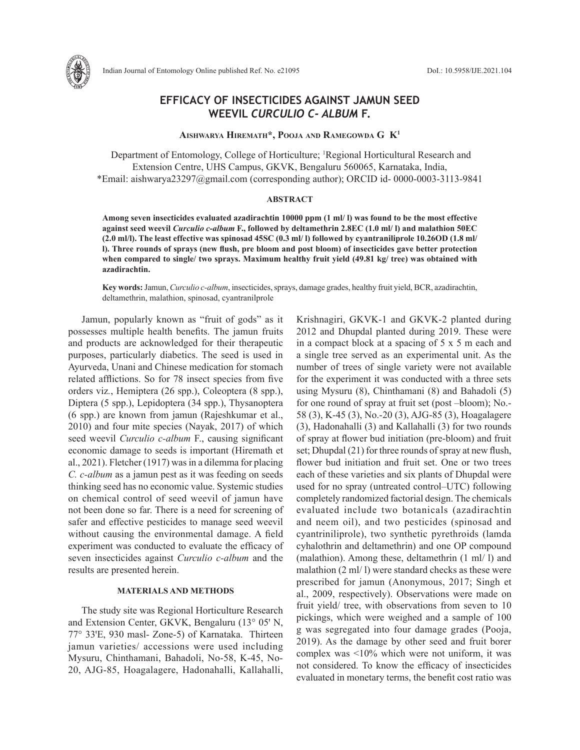# EFFICACY OF INSECTICIDES AGAINST JAMUN SEED WEEVIL *CURCULIO C- ALBUM* F.

**Aishwarya Hiremath\*, Pooja and Ramegowda G K[1]**

Department of Entomology, College of Horticulture; [1]Regional Horticultural Research and Extension Centre, UHS Campus, GKVK, Bengaluru 560065, Karnataka, India,
\*Email: aishwarya23297@gmail.com (corresponding author); ORCID id- 0000-0003-3113-9841

## ABSTRACT

**Among seven insecticides evaluated azadirachtin 10000 ppm (1 ml/ l) was found to be the most effective against seed weevil *Curculio c-album* F., followed by deltamethrin 2.8EC (1.0 ml/ l) and malathion 50EC (2.0 ml/l). The least effective was spinosad 45SC (0.3 ml/ l) followed by cyantraniliprole 10.26OD (1.8 ml/ l). Three rounds of sprays (new flush, pre bloom and post bloom) of insecticides gave better protection when compared to single/ two sprays. Maximum healthy fruit yield (49.81 kg/ tree) was obtained with azadirachtin.**

**Key words:** Jamun, *Curculio c-album*, insecticides, sprays, damage grades, healthy fruit yield, BCR, azadirachtin, deltamethrin, malathion, spinosad, cyantranilprole

Jamun, popularly known as "fruit of gods" as it possesses multiple health benefits. The jamun fruits and products are acknowledged for their therapeutic purposes, particularly diabetics. The seed is used in Ayurveda, Unani and Chinese medication for stomach related afflictions. So for 78 insect species from five orders viz., Hemiptera (26 spp.), Coleoptera (8 spp.), Diptera (5 spp.), Lepidoptera (34 spp.), Thysanoptera (6 spp.) are known from jamun (Rajeshkumar et al., 2010) and four mite species (Nayak, 2017) of which seed weevil *Curculio c-album* F., causing significant economic damage to seeds is important (Hiremath et al., 2021). Fletcher (1917) was in a dilemma for placing *C. c-album* as a jamun pest as it was feeding on seeds thinking seed has no economic value. Systemic studies on chemical control of seed weevil of jamun have not been done so far. There is a need for screening of safer and effective pesticides to manage seed weevil without causing the environmental damage. A field experiment was conducted to evaluate the efficacy of seven insecticides against *Curculio c-album* and the results are presented herein.

## MATERIALS AND METHODS

The study site was Regional Horticulture Research and Extension Center, GKVK, Bengaluru (13° 05' N, 77° 33'E, 930 masl- Zone-5) of Karnataka. Thirteen jamun varieties/ accessions were used including Mysuru, Chinthamani, Bahadoli, No-58, K-45, No-20, AJG-85, Hoagalagere, Hadonahalli, Kallahalli, Krishnagiri, GKVK-1 and GKVK-2 planted during 2012 and Dhupdal planted during 2019. These were in a compact block at a spacing of 5 x 5 m each and a single tree served as an experimental unit. As the number of trees of single variety were not available for the experiment it was conducted with a three sets using Mysuru (8), Chinthamani (8) and Bahadoli (5) for one round of spray at fruit set (post –bloom); No.-58 (3), K-45 (3), No.-20 (3), AJG-85 (3), Hoagalagere (3), Hadonahalli (3) and Kallahalli (3) for two rounds of spray at flower bud initiation (pre-bloom) and fruit set; Dhupdal (21) for three rounds of spray at new flush, flower bud initiation and fruit set. One or two trees each of these varieties and six plants of Dhupdal were used for no spray (untreated control–UTC) following completely randomized factorial design. The chemicals evaluated include two botanicals (azadirachtin and neem oil), and two pesticides (spinosad and cyantriniliprole), two synthetic pyrethroids (lamda cyhalothrin and deltamethrin) and one OP compound (malathion). Among these, deltamethrin (1 ml/ l) and malathion (2 ml/ l) were standard checks as these were prescribed for jamun (Anonymous, 2017; Singh et al., 2009, respectively). Observations were made on fruit yield/ tree, with observations from seven to 10 pickings, which were weighed and a sample of 100 g was segregated into four damage grades (Pooja, 2019). As the damage by other seed and fruit borer complex was <10% which were not uniform, it was not considered. To know the efficacy of insecticides evaluated in monetary terms, the benefit cost ratio was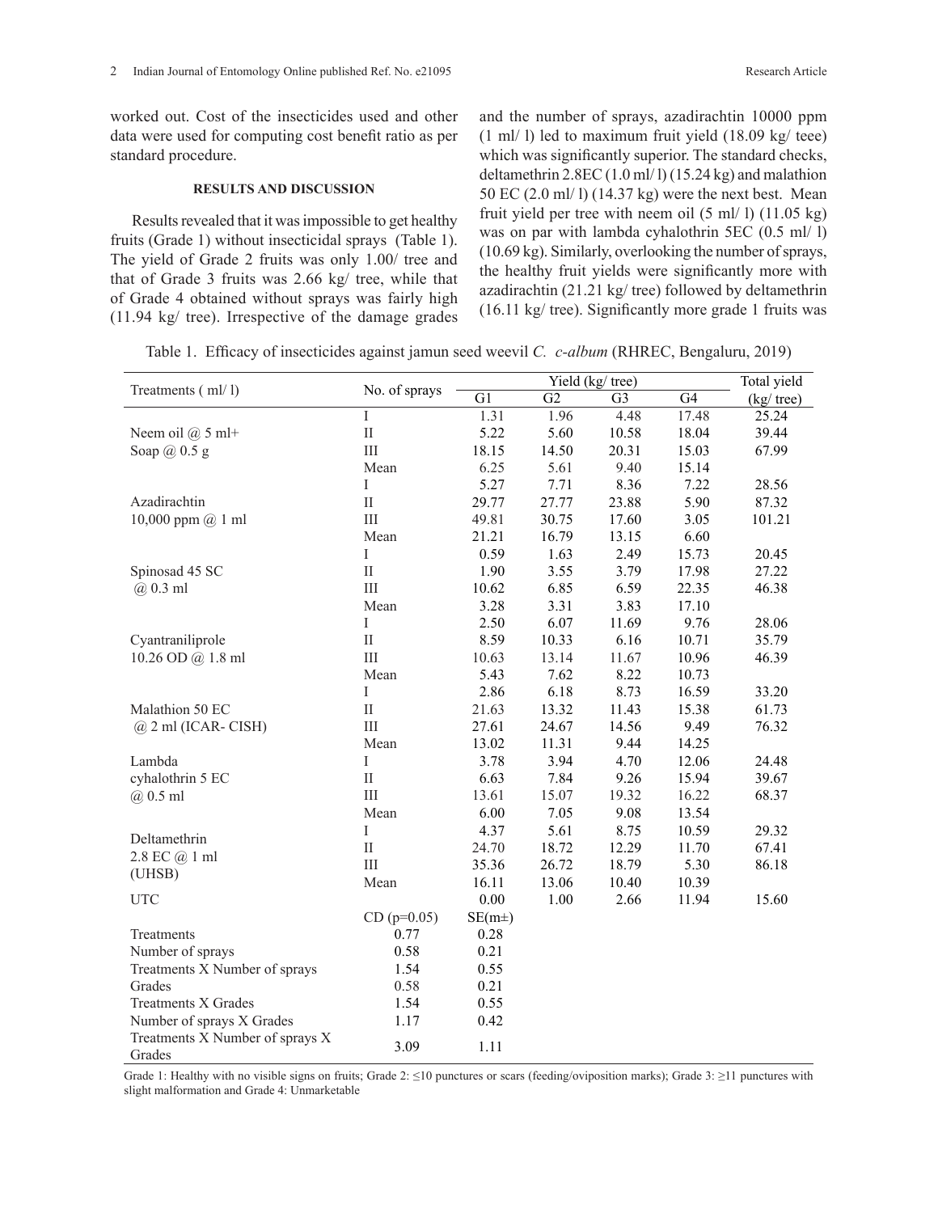worked out. Cost of the insecticides used and other data were used for computing cost benefit ratio as per standard procedure.

## RESULTS AND DISCUSSION

Results revealed that it was impossible to get healthy fruits (Grade 1) without insecticidal sprays (Table 1). The yield of Grade 2 fruits was only 1.00/ tree and that of Grade 3 fruits was 2.66 kg/ tree, while that of Grade 4 obtained without sprays was fairly high (11.94 kg/ tree). Irrespective of the damage grades and the number of sprays, azadirachtin 10000 ppm (1 ml/ l) led to maximum fruit yield (18.09 kg/ teee) which was significantly superior. The standard checks, deltamethrin 2.8EC (1.0 ml/ l) (15.24 kg) and malathion 50 EC (2.0 ml/ l) (14.37 kg) were the next best. Mean fruit yield per tree with neem oil (5 ml/ l) (11.05 kg) was on par with lambda cyhalothrin 5EC (0.5 ml/ l) (10.69 kg). Similarly, overlooking the number of sprays, the healthy fruit yields were significantly more with azadirachtin (21.21 kg/ tree) followed by deltamethrin (16.11 kg/ tree). Significantly more grade 1 fruits was

Table 1. Efficacy of insecticides against jamun seed weevil *C. c-album* (RHREC, Bengaluru, 2019)

| Treatments ( ml/ l) | No. of sprays | Yield (kg/ tree) | | | | Total yield (kg/ tree) |
|---|---|---|---|---|---|---|
| | | G1 | G2 | G3 | G4 | |
| Neem oil @ 5 ml+ Soap @ 0.5 g | I | 1.31 | 1.96 | 4.48 | 17.48 | 25.24 |
| | II | 5.22 | 5.60 | 10.58 | 18.04 | 39.44 |
| | III | 18.15 | 14.50 | 20.31 | 15.03 | 67.99 |
| | Mean | 6.25 | 5.61 | 9.40 | 15.14 | |
| Azadirachtin 10,000 ppm @ 1 ml | I | 5.27 | 7.71 | 8.36 | 7.22 | 28.56 |
| | II | 29.77 | 27.77 | 23.88 | 5.90 | 87.32 |
| | III | 49.81 | 30.75 | 17.60 | 3.05 | 101.21 |
| | Mean | 21.21 | 16.79 | 13.15 | 6.60 | |
| Spinosad 45 SC @ 0.3 ml | I | 0.59 | 1.63 | 2.49 | 15.73 | 20.45 |
| | II | 1.90 | 3.55 | 3.79 | 17.98 | 27.22 |
| | III | 10.62 | 6.85 | 6.59 | 22.35 | 46.38 |
| | Mean | 3.28 | 3.31 | 3.83 | 17.10 | |
| Cyantraniliprole 10.26 OD @ 1.8 ml | I | 2.50 | 6.07 | 11.69 | 9.76 | 28.06 |
| | II | 8.59 | 10.33 | 6.16 | 10.71 | 35.79 |
| | III | 10.63 | 13.14 | 11.67 | 10.96 | 46.39 |
| | Mean | 5.43 | 7.62 | 8.22 | 10.73 | |
| Malathion 50 EC @ 2 ml (ICAR- CISH) | I | 2.86 | 6.18 | 8.73 | 16.59 | 33.20 |
| | II | 21.63 | 13.32 | 11.43 | 15.38 | 61.73 |
| | III | 27.61 | 24.67 | 14.56 | 9.49 | 76.32 |
| | Mean | 13.02 | 11.31 | 9.44 | 14.25 | |
| Lambda cyhalothrin 5 EC @ 0.5 ml | I | 3.78 | 3.94 | 4.70 | 12.06 | 24.48 |
| | II | 6.63 | 7.84 | 9.26 | 15.94 | 39.67 |
| | III | 13.61 | 15.07 | 19.32 | 16.22 | 68.37 |
| | Mean | 6.00 | 7.05 | 9.08 | 13.54 | |
| Deltamethrin 2.8 EC @ 1 ml (UHSB) | I | 4.37 | 5.61 | 8.75 | 10.59 | 29.32 |
| | II | 24.70 | 18.72 | 12.29 | 11.70 | 67.41 |
| | III | 35.36 | 26.72 | 18.79 | 5.30 | 86.18 |
| | Mean | 16.11 | 13.06 | 10.40 | 10.39 | |
| UTC | | 0.00 | 1.00 | 2.66 | 11.94 | 15.60 |
| | CD (p=0.05) | SE(m±) | | | | |
| Treatments | 0.77 | 0.28 | | | | |
| Number of sprays | 0.58 | 0.21 | | | | |
| Treatments X Number of sprays | 1.54 | 0.55 | | | | |
| Grades | 0.58 | 0.21 | | | | |
| Treatments X Grades | 1.54 | 0.55 | | | | |
| Number of sprays X Grades | 1.17 | 0.42 | | | | |
| Treatments X Number of sprays X Grades | 3.09 | 1.11 | | | | |

Grade 1: Healthy with no visible signs on fruits; Grade 2: ≤10 punctures or scars (feeding/oviposition marks); Grade 3: ≥11 punctures with slight malformation and Grade 4: Unmarketable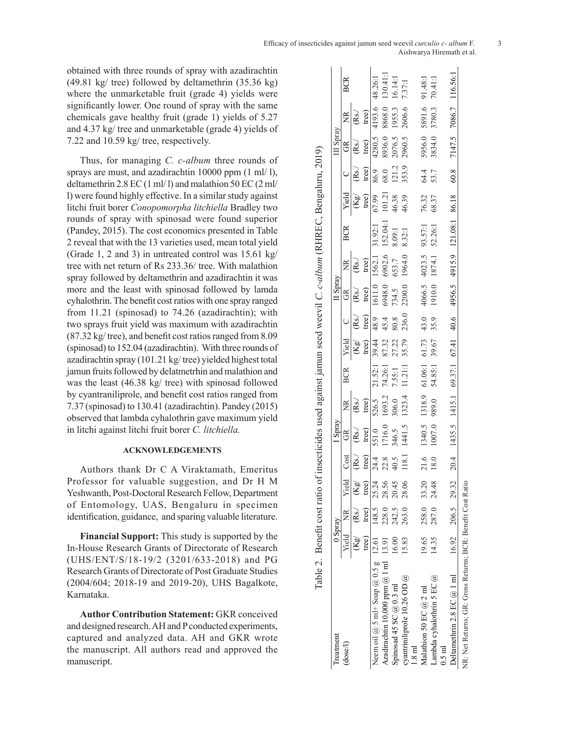obtained with three rounds of spray with azadirachtin (49.81 kg/ tree) followed by deltamethrin (35.36 kg) where the unmarketable fruit (grade 4) yields were significantly lower. One round of spray with the same chemicals gave healthy fruit (grade 1) yields of 5.27 and 4.37 kg/ tree and unmarketable (grade 4) yields of 7.22 and 10.59 kg/ tree, respectively.

Thus, for managing *C. c-album* three rounds of sprays are must, and azadirachtin 10000 ppm (1 ml/ l), deltamethrin 2.8 EC (1 ml/ l) and malathion 50 EC (2 ml/ l) were found highly effective. In a similar study against litchi fruit borer *Conopomorpha litchiella* Bradley two rounds of spray with spinosad were found superior (Pandey, 2015). The cost economics presented in Table 2 reveal that with the 13 varieties used, mean total yield (Grade 1, 2 and 3) in untreated control was 15.61 kg/ tree with net return of Rs 233.36/ tree. With malathion spray followed by deltamethrin and azadirachtin it was more and the least with spinosad followed by lamda cyhalothrin. The benefit cost ratios with one spray ranged from 11.21 (spinosad) to 74.26 (azadirachtin); with two sprays fruit yield was maximum with azadirachtin (87.32 kg/ tree), and benefit cost ratios ranged from 8.09 (spinosad) to 152.04 (azadirachtin). With three rounds of azadirachtin spray (101.21 kg/ tree) yielded highest total jamun fruits followed by delatmetrhin and malathion and was the least (46.38 kg/ tree) with spinosad followed by cyantraniliprole, and benefit cost ratios ranged from 7.37 (spinosad) to 130.41 (azadirachtin). Pandey (2015) observed that lambda cyhalothrin gave maximum yield in litchi against litchi fruit borer *C. litchiella.*

Table 2. Benefit cost ratio of insecticides used against jamun seed weevil *C. c-album* (RHREC, Bengaluru, 2019)

| Treatment (dose/l) | 0 Spray | | I Spray | | | | | II Spray | | | | | III Spray | | | | |
|---|---|---|---|---|---|---|---|---|---|---|---|---|---|---|---|---|---|
| | Yield (Kg/ tree) | NR (Rs./ tree) | Yield (Kg/ tree) | Cost (Rs./ tree) | GR (Rs./ tree) | NR (Rs./ tree) | BCR | Yield (Kg/ tree) | C (Rs./ tree) | GR (Rs./ tree) | NR (Rs./ tree) | BCR | Yield (Kg/ tree) | C (Rs./ tree) | GR (Rs./ tree) | NR (Rs./ tree) | BCR |
| Neem oil @ 5 ml+ Soap @ 0.5 g | 12.61 | 148.5 | 25.24 | 24.4 | 551.0 | 526.5 | 21.52:1 | 39.44 | 48.9 | 1611.0 | 1562.1 | 31.92:1 | 67.99 | 86.9 | 4280.5 | 4193.6 | 48.26:1 |
| Azadirachtin 10,000 ppm @ 1 ml | 13.91 | 228.0 | 28.56 | 22.8 | 1716.0 | 1693.2 | 74.26:1 | 87.32 | 45.4 | 6948.0 | 6902.6 | 152.04:1 | 101.21 | 68.0 | 8936.0 | 8868.0 | 130.41:1 |
| Spinosad 45 SC @ 0.3 ml | 16.00 | 242.5 | 20.45 | 40.5 | 346.5 | 306.0 | 7.55:1 | 27.22 | 80.8 | 734.5 | 653.7 | 8.09:1 | 46.38 | 121.2 | 2076.5 | 1955.3 | 16.14:1 |
| cyantriniliprole 10.26 OD @ 1.8 ml | 15.83 | 263.0 | 28.06 | 118.1 | 1441.5 | 1323.4 | 11.21:1 | 35.79 | 236.0 | 2200.0 | 1964.0 | 8.32:1 | 46.39 | 353.9 | 2960.5 | 2606.6 | 7.37:1 |
| Malathion 50 EC @ 2 ml | 19.65 | 258.0 | 33.20 | 21.6 | 1340.5 | 1318.9 | 61.06:1 | 61.73 | 43.0 | 4066.5 | 4023.5 | 93.57:1 | 76.32 | 64.4 | 5956.0 | 5891.6 | 91.48:1 |
| Lambda cyhalothrin 5 EC @ 0.5 ml | 14.35 | 287.0 | 24.48 | 18.0 | 1007.0 | 989.0 | 54.85:1 | 39.67 | 35.9 | 1910.0 | 1874.1 | 52.26:1 | 68.37 | 53.7 | 3834.0 | 3780.3 | 70.41:1 |
| Deltamethrin 2.8 EC @ 1 ml | 16.92 | 206.5 | 29.32 | 20.4 | 1435.5 | 1415.1 | 69.37:1 | 67.41 | 40.6 | 4956.5 | 4915.9 | 121.08:1 | 86.18 | 60.8 | 7147.5 | 7086.7 | 116.56:1 |

NR: Net Returns; GR: Gross Returns; BCR: Benefit Cost Ratio

#### ACKNOWLEDGEMENTS

Authors thank Dr C A Viraktamath, Emeritus Professor for valuable suggestion, and Dr H M Yeshwanth, Post-Doctoral Research Fellow, Department of Entomology, UAS, Bengaluru in specimen identification, guidance, and sparing valuable literature.

**Financial Support:** This study is supported by the In-House Research Grants of Directorate of Research (UHS/ENT/S/18-19/2 (3201/633-2018) and PG Research Grants of Directorate of Post Graduate Studies (2004/604; 2018-19 and 2019-20), UHS Bagalkote, Karnataka.

**Author Contribution Statement:** GKR conceived and designed research. AH and P conducted experiments, captured and analyzed data. AH and GKR wrote the manuscript. All authors read and approved the manuscript.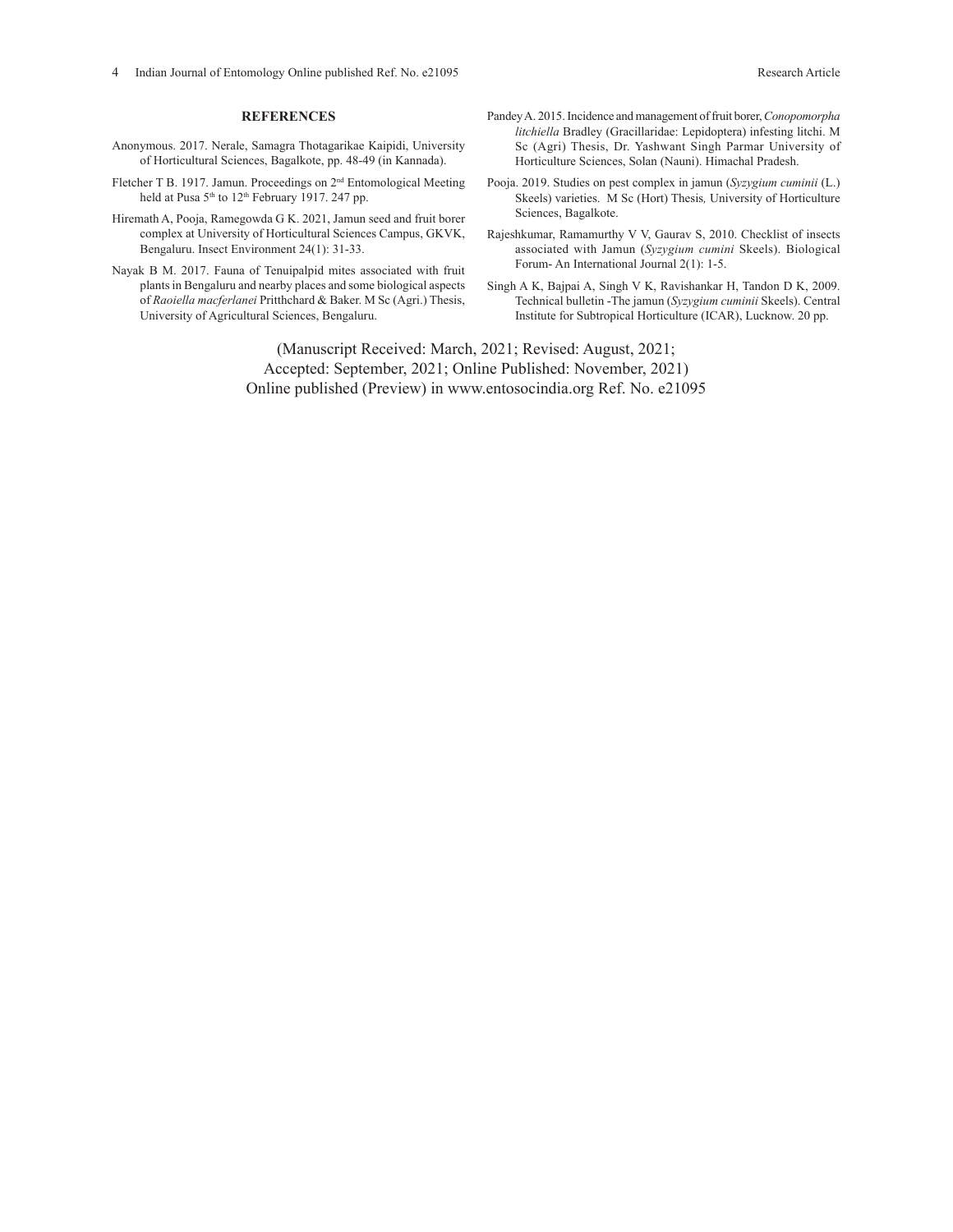## REFERENCES

Anonymous. 2017. Nerale, Samagra Thotagarikae Kaipidi, University of Horticultural Sciences, Bagalkote, pp. 48-49 (in Kannada).

Fletcher T B. 1917. Jamun. Proceedings on 2nd Entomological Meeting held at Pusa 5th to 12th February 1917. 247 pp.

Hiremath A, Pooja, Ramegowda G K. 2021, Jamun seed and fruit borer complex at University of Horticultural Sciences Campus, GKVK, Bengaluru. Insect Environment 24(1): 31-33.

Nayak B M. 2017. Fauna of Tenuipalpid mites associated with fruit plants in Bengaluru and nearby places and some biological aspects of *Raoiella macferlanei* Pritthchard & Baker. M Sc (Agri.) Thesis, University of Agricultural Sciences, Bengaluru.

Pandey A. 2015. Incidence and management of fruit borer, *Conopomorpha litchiella* Bradley (Gracillaridae: Lepidoptera) infesting litchi. M Sc (Agri) Thesis, Dr. Yashwant Singh Parmar University of Horticulture Sciences, Solan (Nauni). Himachal Pradesh.

Pooja. 2019. Studies on pest complex in jamun (*Syzygium cuminii* (L.) Skeels) varieties. M Sc (Hort) Thesis*,* University of Horticulture Sciences, Bagalkote.

Rajeshkumar, Ramamurthy V V, Gaurav S, 2010. Checklist of insects associated with Jamun (*Syzygium cumini* Skeels). Biological Forum- An International Journal 2(1): 1-5.

Singh A K, Bajpai A, Singh V K, Ravishankar H, Tandon D K, 2009. Technical bulletin -The jamun (*Syzygium cuminii* Skeels). Central Institute for Subtropical Horticulture (ICAR), Lucknow. 20 pp.

(Manuscript Received: March, 2021; Revised: August, 2021; Accepted: September, 2021; Online Published: November, 2021)
Online published (Preview) in www.entosocindia.org Ref. No. e21095